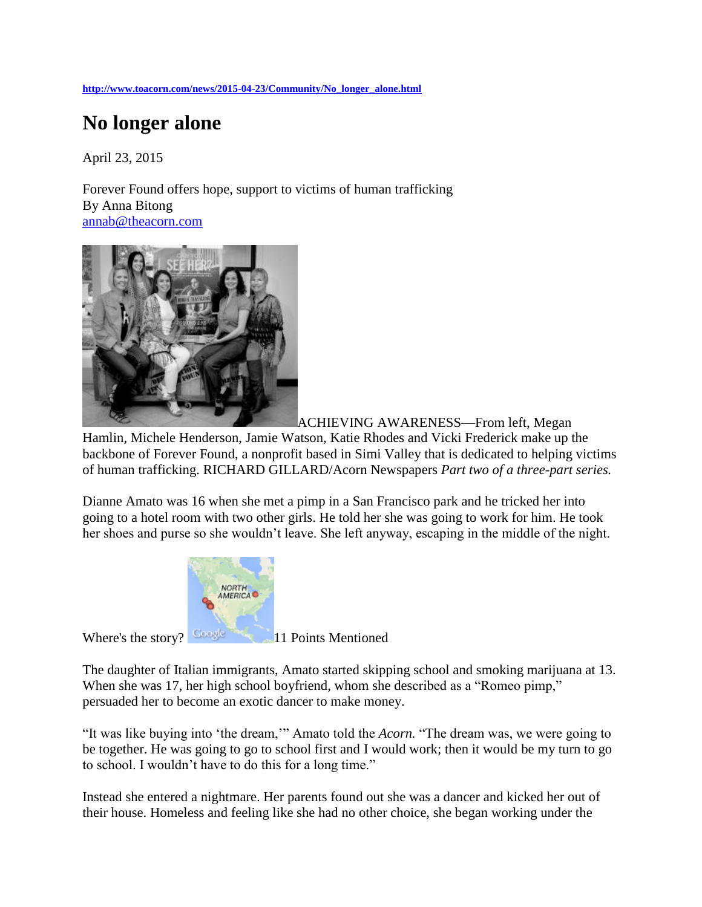http://www.toacorn.com/news/2015-04-23/Community/No_longer_alone.html

# No longer alone

April 23, 2015

Forever Found offers hope, support to victims of human trafficking
By Anna Bitong
annab@theacorn.com

ACHIEVING AWARENESS—From left, Megan Hamlin, Michele Henderson, Jamie Watson, Katie Rhodes and Vicki Frederick make up the backbone of Forever Found, a nonprofit based in Simi Valley that is dedicated to helping victims of human trafficking. RICHARD GILLARD/Acorn Newspapers *Part two of a three-part series.*

Dianne Amato was 16 when she met a pimp in a San Francisco park and he tricked her into going to a hotel room with two other girls. He told her she was going to work for him. He took her shoes and purse so she wouldn't leave. She left anyway, escaping in the middle of the night.

Where's the story? 11 Points Mentioned

The daughter of Italian immigrants, Amato started skipping school and smoking marijuana at 13. When she was 17, her high school boyfriend, whom she described as a "Romeo pimp," persuaded her to become an exotic dancer to make money.

"It was like buying into 'the dream,'" Amato told the *Acorn.* "The dream was, we were going to be together. He was going to go to school first and I would work; then it would be my turn to go to school. I wouldn't have to do this for a long time."

Instead she entered a nightmare. Her parents found out she was a dancer and kicked her out of their house. Homeless and feeling like she had no other choice, she began working under the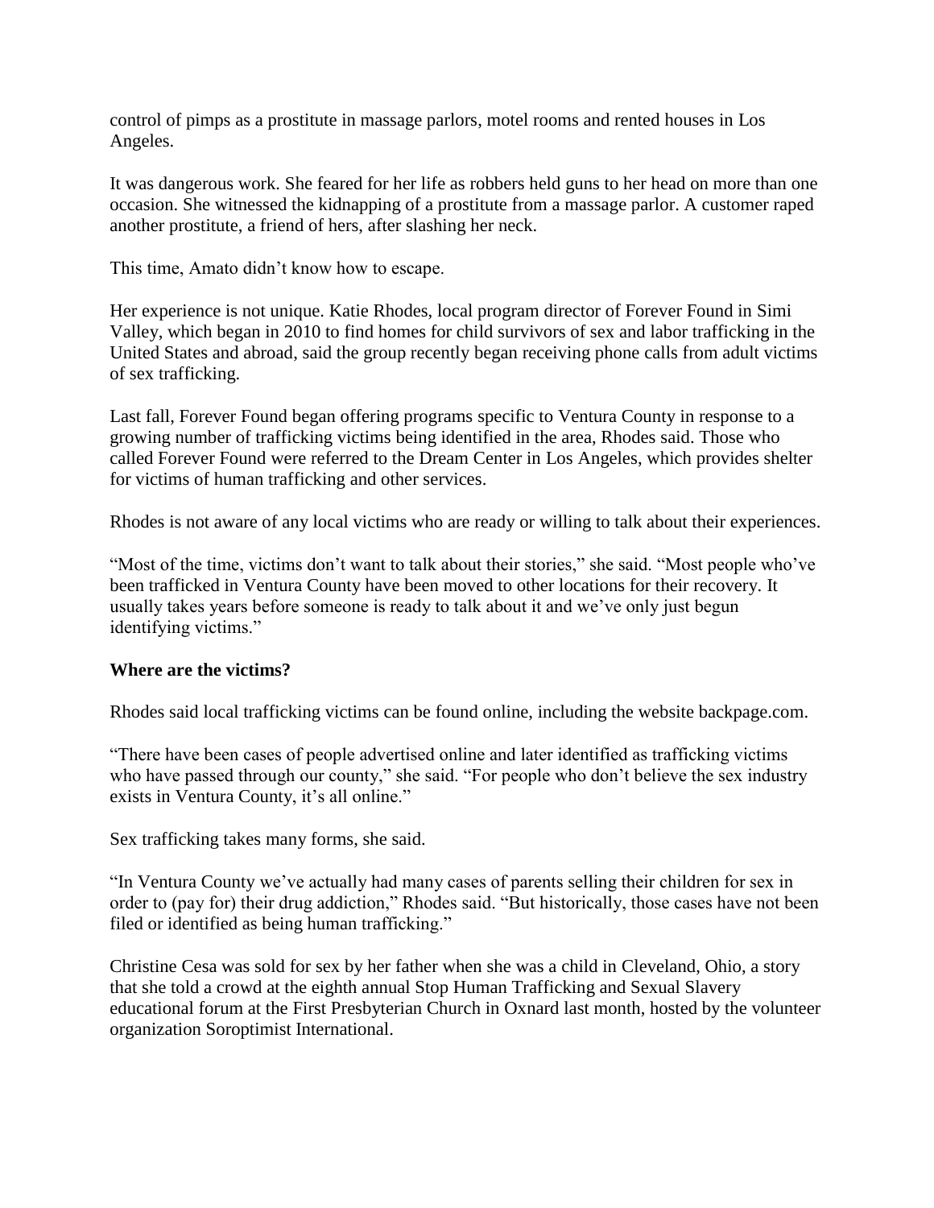control of pimps as a prostitute in massage parlors, motel rooms and rented houses in Los Angeles.

It was dangerous work. She feared for her life as robbers held guns to her head on more than one occasion. She witnessed the kidnapping of a prostitute from a massage parlor. A customer raped another prostitute, a friend of hers, after slashing her neck.

This time, Amato didn't know how to escape.

Her experience is not unique. Katie Rhodes, local program director of Forever Found in Simi Valley, which began in 2010 to find homes for child survivors of sex and labor trafficking in the United States and abroad, said the group recently began receiving phone calls from adult victims of sex trafficking.

Last fall, Forever Found began offering programs specific to Ventura County in response to a growing number of trafficking victims being identified in the area, Rhodes said. Those who called Forever Found were referred to the Dream Center in Los Angeles, which provides shelter for victims of human trafficking and other services.

Rhodes is not aware of any local victims who are ready or willing to talk about their experiences.

"Most of the time, victims don't want to talk about their stories," she said. "Most people who've been trafficked in Ventura County have been moved to other locations for their recovery. It usually takes years before someone is ready to talk about it and we've only just begun identifying victims."

**Where are the victims?**

Rhodes said local trafficking victims can be found online, including the website backpage.com.

"There have been cases of people advertised online and later identified as trafficking victims who have passed through our county," she said. "For people who don't believe the sex industry exists in Ventura County, it's all online."

Sex trafficking takes many forms, she said.

"In Ventura County we've actually had many cases of parents selling their children for sex in order to (pay for) their drug addiction," Rhodes said. "But historically, those cases have not been filed or identified as being human trafficking."

Christine Cesa was sold for sex by her father when she was a child in Cleveland, Ohio, a story that she told a crowd at the eighth annual Stop Human Trafficking and Sexual Slavery educational forum at the First Presbyterian Church in Oxnard last month, hosted by the volunteer organization Soroptimist International.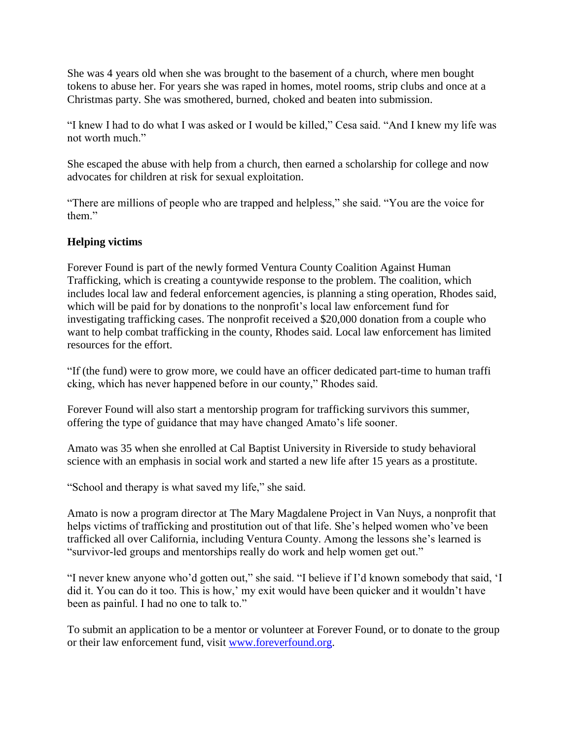She was 4 years old when she was brought to the basement of a church, where men bought tokens to abuse her. For years she was raped in homes, motel rooms, strip clubs and once at a Christmas party. She was smothered, burned, choked and beaten into submission.

"I knew I had to do what I was asked or I would be killed," Cesa said. "And I knew my life was not worth much."

She escaped the abuse with help from a church, then earned a scholarship for college and now advocates for children at risk for sexual exploitation.

"There are millions of people who are trapped and helpless," she said. "You are the voice for them."

**Helping victims**

Forever Found is part of the newly formed Ventura County Coalition Against Human Trafficking, which is creating a countywide response to the problem. The coalition, which includes local law and federal enforcement agencies, is planning a sting operation, Rhodes said, which will be paid for by donations to the nonprofit's local law enforcement fund for investigating trafficking cases. The nonprofit received a $20,000 donation from a couple who want to help combat trafficking in the county, Rhodes said. Local law enforcement has limited resources for the effort.

"If (the fund) were to grow more, we could have an officer dedicated part-time to human traffi cking, which has never happened before in our county," Rhodes said.

Forever Found will also start a mentorship program for trafficking survivors this summer, offering the type of guidance that may have changed Amato's life sooner.

Amato was 35 when she enrolled at Cal Baptist University in Riverside to study behavioral science with an emphasis in social work and started a new life after 15 years as a prostitute.

"School and therapy is what saved my life," she said.

Amato is now a program director at The Mary Magdalene Project in Van Nuys, a nonprofit that helps victims of trafficking and prostitution out of that life. She's helped women who've been trafficked all over California, including Ventura County. Among the lessons she's learned is "survivor-led groups and mentorships really do work and help women get out."

"I never knew anyone who'd gotten out," she said. "I believe if I'd known somebody that said, 'I did it. You can do it too. This is how,' my exit would have been quicker and it wouldn't have been as painful. I had no one to talk to."

To submit an application to be a mentor or volunteer at Forever Found, or to donate to the group or their law enforcement fund, visit [www.foreverfound.org](http://www.foreverfound.org).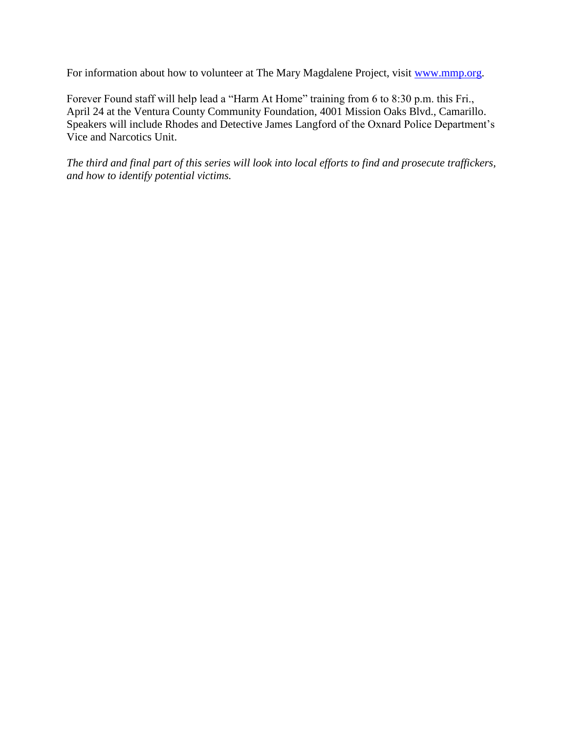For information about how to volunteer at The Mary Magdalene Project, visit [www.mmp.org](http://www.mmp.org).

Forever Found staff will help lead a "Harm At Home" training from 6 to 8:30 p.m. this Fri., April 24 at the Ventura County Community Foundation, 4001 Mission Oaks Blvd., Camarillo. Speakers will include Rhodes and Detective James Langford of the Oxnard Police Department's Vice and Narcotics Unit.

*The third and final part of this series will look into local efforts to find and prosecute traffickers, and how to identify potential victims.*